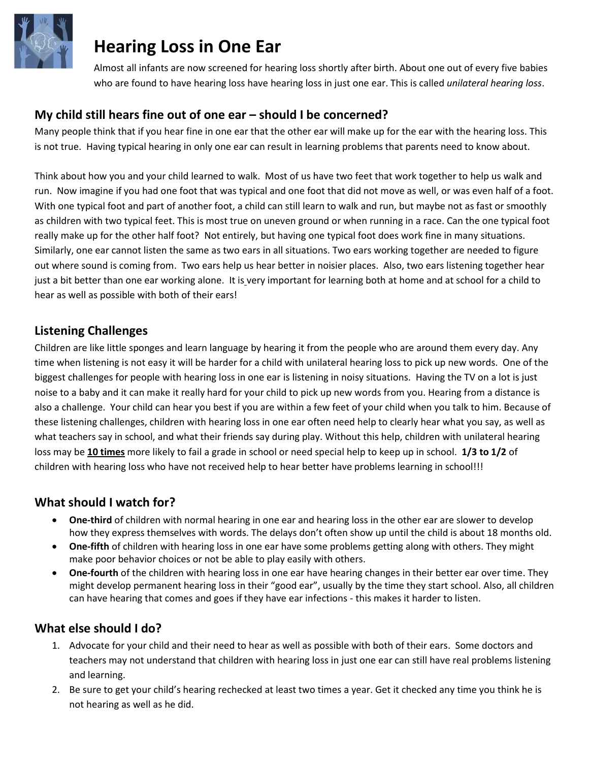# Hearing Loss in One Ear

Almost all infants are now screened for hearing loss shortly after birth. About one out of every five babies who are found to have hearing loss have hearing loss in just one ear. This is called *unilateral hearing loss*.

## My child still hears fine out of one ear – should I be concerned?

Many people think that if you hear fine in one ear that the other ear will make up for the ear with the hearing loss. This is not true. Having typical hearing in only one ear can result in learning problems that parents need to know about.

Think about how you and your child learned to walk. Most of us have two feet that work together to help us walk and run. Now imagine if you had one foot that was typical and one foot that did not move as well, or was even half of a foot. With one typical foot and part of another foot, a child can still learn to walk and run, but maybe not as fast or smoothly as children with two typical feet. This is most true on uneven ground or when running in a race. Can the one typical foot really make up for the other half foot? Not entirely, but having one typical foot does work fine in many situations. Similarly, one ear cannot listen the same as two ears in all situations. Two ears working together are needed to figure out where sound is coming from. Two ears help us hear better in noisier places. Also, two ears listening together hear just a bit better than one ear working alone. It is very important for learning both at home and at school for a child to hear as well as possible with both of their ears!

## Listening Challenges

Children are like little sponges and learn language by hearing it from the people who are around them every day. Any time when listening is not easy it will be harder for a child with unilateral hearing loss to pick up new words. One of the biggest challenges for people with hearing loss in one ear is listening in noisy situations. Having the TV on a lot is just noise to a baby and it can make it really hard for your child to pick up new words from you. Hearing from a distance is also a challenge. Your child can hear you best if you are within a few feet of your child when you talk to him. Because of these listening challenges, children with hearing loss in one ear often need help to clearly hear what you say, as well as what teachers say in school, and what their friends say during play. Without this help, children with unilateral hearing loss may be **<u>10 times</u>** more likely to fail a grade in school or need special help to keep up in school. **1/3 to 1/2** of children with hearing loss who have not received help to hear better have problems learning in school!!!

## What should I watch for?

- **One-third** of children with normal hearing in one ear and hearing loss in the other ear are slower to develop how they express themselves with words. The delays don't often show up until the child is about 18 months old.
- **One-fifth** of children with hearing loss in one ear have some problems getting along with others. They might make poor behavior choices or not be able to play easily with others.
- **One-fourth** of the children with hearing loss in one ear have hearing changes in their better ear over time. They might develop permanent hearing loss in their "good ear", usually by the time they start school. Also, all children can have hearing that comes and goes if they have ear infections - this makes it harder to listen.

## What else should I do?

1. Advocate for your child and their need to hear as well as possible with both of their ears. Some doctors and teachers may not understand that children with hearing loss in just one ear can still have real problems listening and learning.
2. Be sure to get your child's hearing rechecked at least two times a year. Get it checked any time you think he is not hearing as well as he did.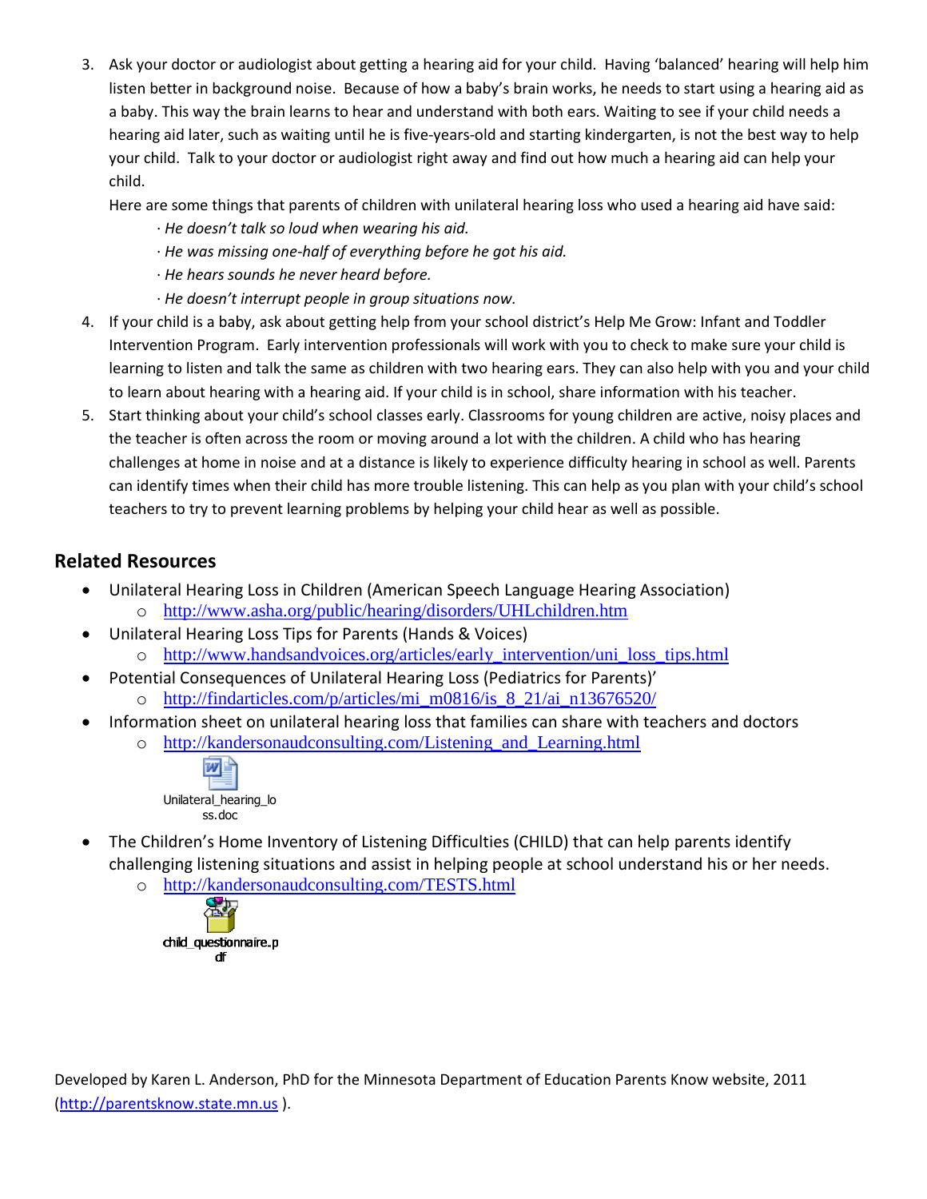3. Ask your doctor or audiologist about getting a hearing aid for your child. Having 'balanced' hearing will help him listen better in background noise. Because of how a baby's brain works, he needs to start using a hearing aid as a baby. This way the brain learns to hear and understand with both ears. Waiting to see if your child needs a hearing aid later, such as waiting until he is five-years-old and starting kindergarten, is not the best way to help your child. Talk to your doctor or audiologist right away and find out how much a hearing aid can help your child.

   Here are some things that parents of children with unilateral hearing loss who used a hearing aid have said:

   · *He doesn't talk so loud when wearing his aid.*
   · *He was missing one-half of everything before he got his aid.*
   · *He hears sounds he never heard before.*
   · *He doesn't interrupt people in group situations now.*

4. If your child is a baby, ask about getting help from your school district's Help Me Grow: Infant and Toddler Intervention Program. Early intervention professionals will work with you to check to make sure your child is learning to listen and talk the same as children with two hearing ears. They can also help with you and your child to learn about hearing with a hearing aid. If your child is in school, share information with his teacher.

5. Start thinking about your child's school classes early. Classrooms for young children are active, noisy places and the teacher is often across the room or moving around a lot with the children. A child who has hearing challenges at home in noise and at a distance is likely to experience difficulty hearing in school as well. Parents can identify times when their child has more trouble listening. This can help as you plan with your child's school teachers to try to prevent learning problems by helping your child hear as well as possible.

## Related Resources

- Unilateral Hearing Loss in Children (American Speech Language Hearing Association)
  - http://www.asha.org/public/hearing/disorders/UHLchildren.htm
- Unilateral Hearing Loss Tips for Parents (Hands & Voices)
  - http://www.handsandvoices.org/articles/early_intervention/uni_loss_tips.html
- Potential Consequences of Unilateral Hearing Loss (Pediatrics for Parents)'
  - http://findarticles.com/p/articles/mi_m0816/is_8_21/ai_n13676520/
- Information sheet on unilateral hearing loss that families can share with teachers and doctors
  - http://kandersonaudconsulting.com/Listening_and_Learning.html

  Unilateral_hearing_loss.doc
- The Children's Home Inventory of Listening Difficulties (CHILD) that can help parents identify challenging listening situations and assist in helping people at school understand his or her needs.
  - http://kandersonaudconsulting.com/TESTS.html

  child_questionnaire.pdf

Developed by Karen L. Anderson, PhD for the Minnesota Department of Education Parents Know website, 2011 (http://parentsknow.state.mn.us ).